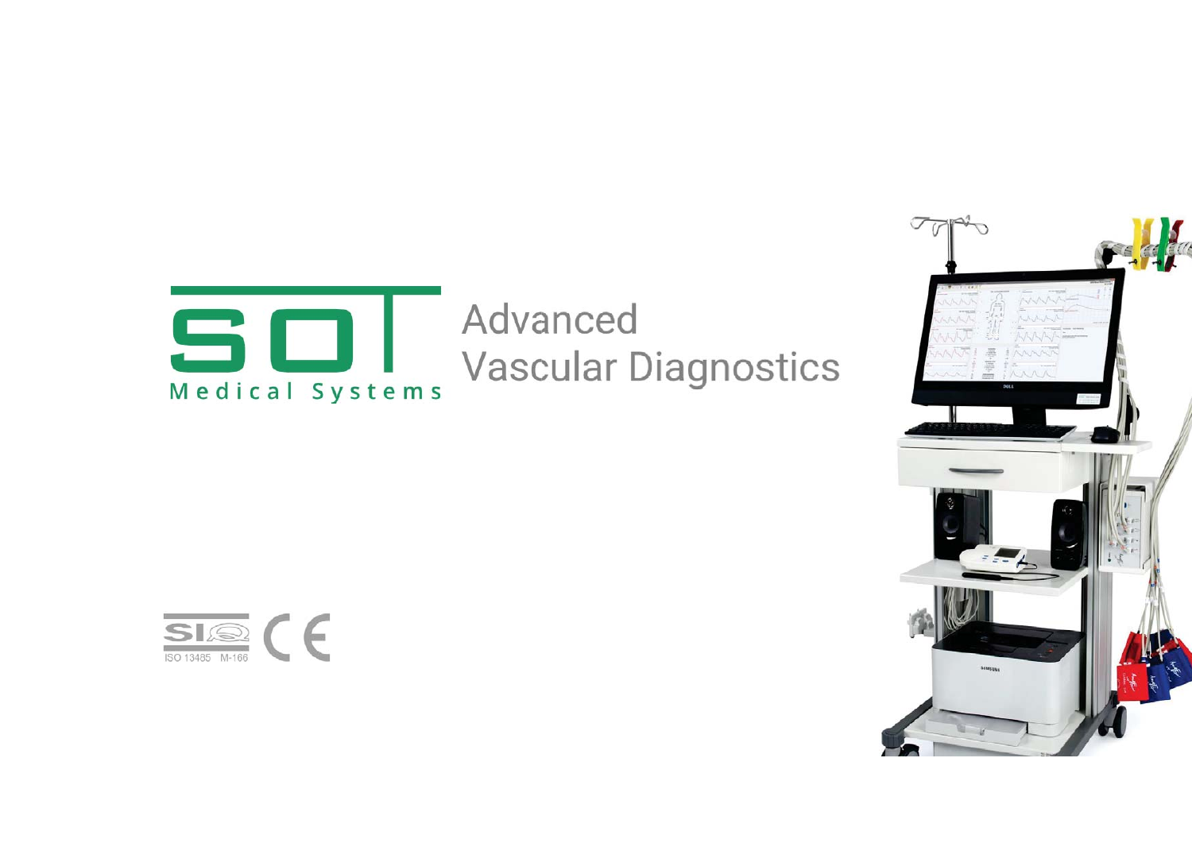# SOT Medical Systems

## Advanced Vascular Diagnostics

SIQ ISO 13485 M-166

CE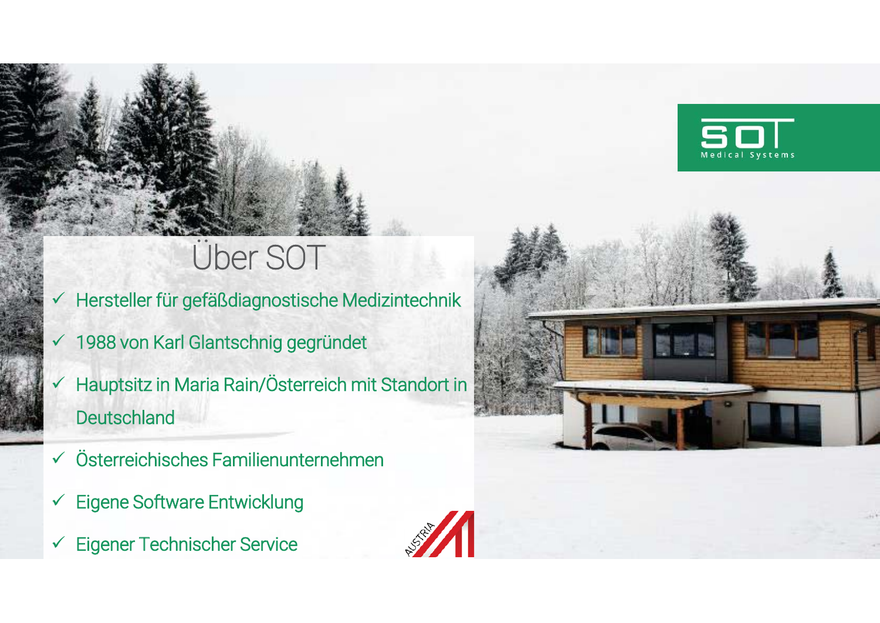# Über SOT

- ✓ Hersteller für gefäßdiagnostische Medizintechnik
- ✓ 1988 von Karl Glantschnig gegründet
- ✓ Hauptsitz in Maria Rain/Österreich mit Standort in Deutschland
- ✓ Österreichisches Familienunternehmen
- ✓ Eigene Software Entwicklung
- ✓ Eigener Technischer Service

SOT Medical Systems

AUSTRIA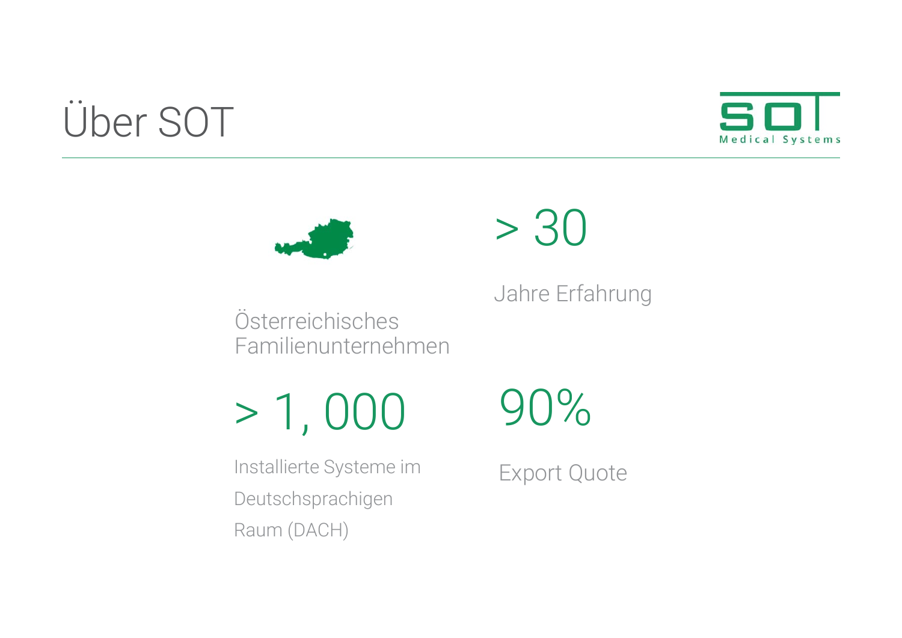# Über SOT

Österreichisches Familienunternehmen

**> 30**

Jahre Erfahrung

**> 1, 000**

Installierte Systeme im Deutschsprachigen Raum (DACH)

**90%**

Export Quote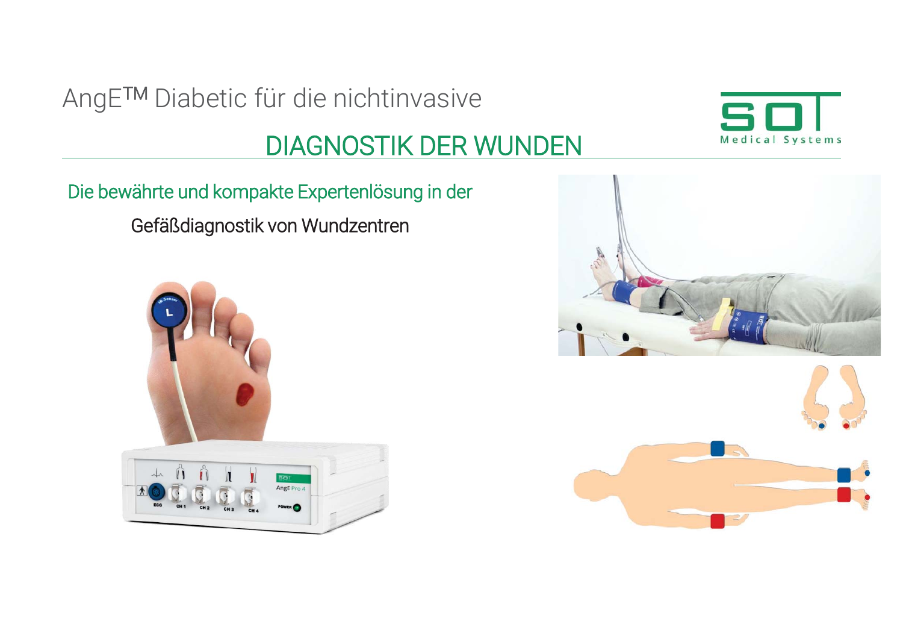AngE™ Diabetic für die nichtinvasive

# DIAGNOSTIK DER WUNDEN

## Die bewährte und kompakte Expertenlösung in der

Gefäßdiagnostik von Wundzentren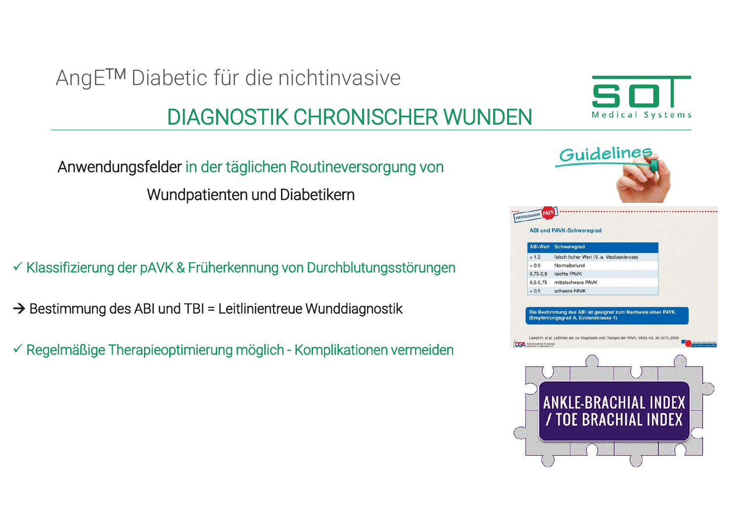# AngE™ Diabetic für die nichtinvasive

## DIAGNOSTIK CHRONISCHER WUNDEN

SOT Medical Systems

Anwendungsfelder in der täglichen Routineversorgung von Wundpatienten und Diabetikern

✓ Klassifizierung der pAVK & Früherkennung von Durchblutungsstörungen

→ Bestimmung des ABI und TBI = Leitlinientreue Wunddiagnostik

✓ Regelmäßige Therapieoptimierung möglich - Komplikationen vermeiden

Guidelines

VERSCHLUSSSACHE PAVK

ABI und PAVK-Schweregrad

| ABI-Wert | Schweregrad |
|---|---|
| > 1,3 | falsch hoher Wert (V. a. Mediasklerose) |
| > 0,9 | Normalbefund |
| 0,75-0,9 | leichte PAVK |
| 0,5-0,75 | mittelschwere PAVK |
| < 0,5 | schwere PAVK |

Die Bestimmung des ABI ist geeignet zum Nachweis einer PAVK. (Empfehlungsgrad A, Evidenzklasse 1)

Lawall H. et al. Leitlinien der zur Diagnostik und Therapie der PAVK. VASA Vol. 38: S/75, 2009

ANKLE-BRACHIAL INDEX / TOE BRACHIAL INDEX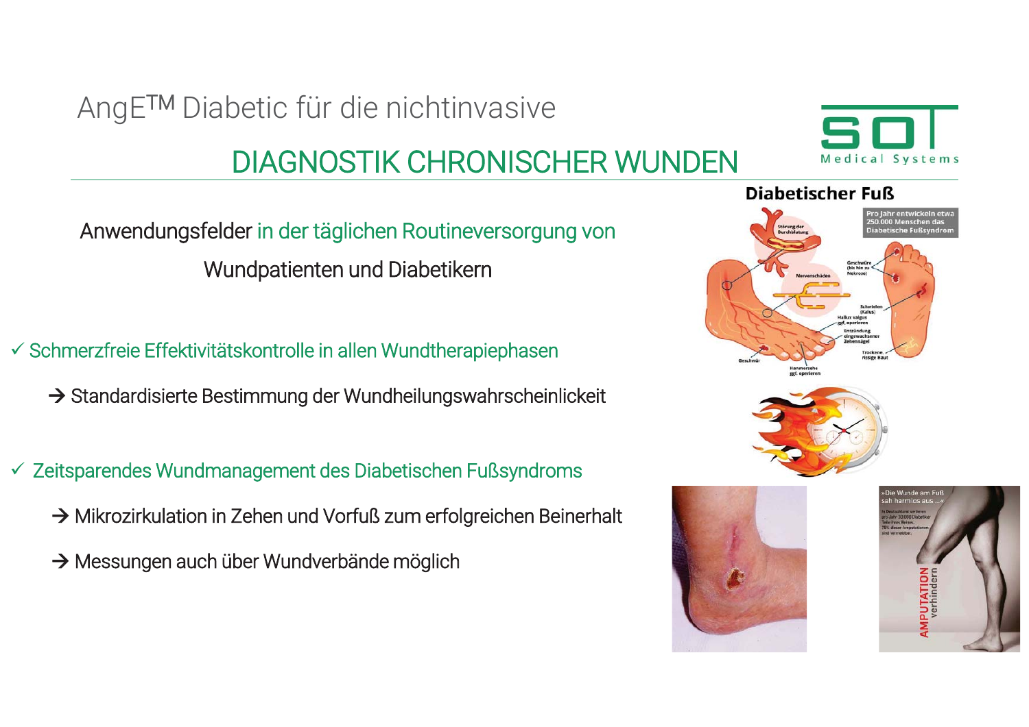# AngE™ Diabetic für die nichtinvasive

## DIAGNOSTIK CHRONISCHER WUNDEN

Anwendungsfelder in der täglichen Routineversorgung von Wundpatienten und Diabetikern

✓ Schmerzfreie Effektivitätskontrolle in allen Wundtherapiephasen

→ Standardisierte Bestimmung der Wundheilungswahrscheinlickeit

✓ Zeitsparendes Wundmanagement des Diabetischen Fußsyndroms

→ Mikrozirkulation in Zehen und Vorfuß zum erfolgreichen Beinerhalt

→ Messungen auch über Wundverbände möglich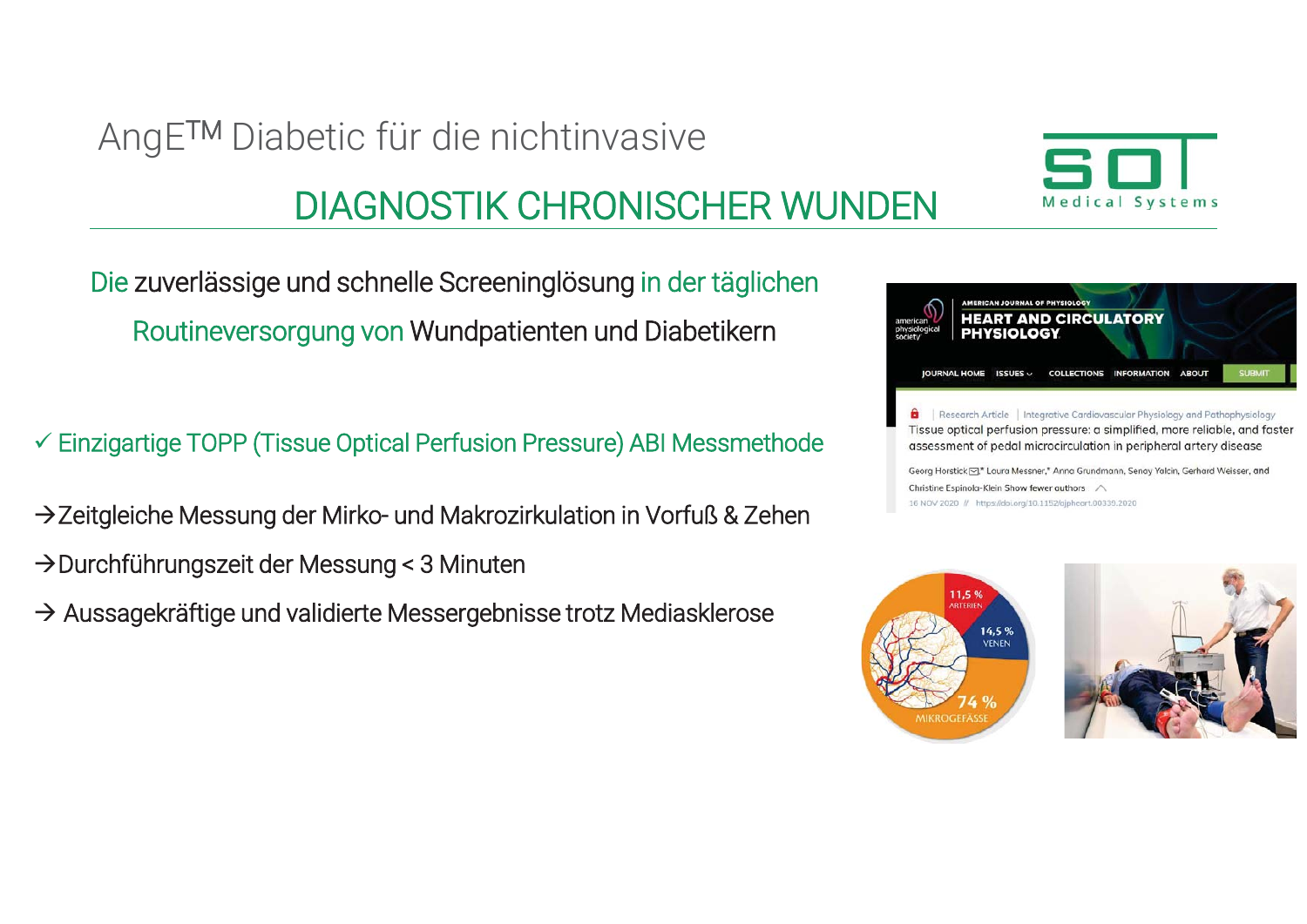# AngE™ Diabetic für die nichtinvasive

## DIAGNOSTIK CHRONISCHER WUNDEN

SOT Medical Systems

Die zuverlässige und schnelle Screeninglösung in der täglichen Routineversorgung von Wundpatienten und Diabetikern

✓ Einzigartige TOPP (Tissue Optical Perfusion Pressure) ABI Messmethode

→ Zeitgleiche Messung der Mirko- und Makrozirkulation in Vorfuß & Zehen

→ Durchführungszeit der Messung < 3 Minuten

→ Aussagekräftige und validierte Messergebnisse trotz Mediasklerose

AMERICAN JOURNAL OF PHYSIOLOGY
HEART AND CIRCULATORY PHYSIOLOGY

Research Article | Integrative Cardiovascular Physiology and Pathophysiology

Tissue optical perfusion pressure: a simplified, more reliable, and faster assessment of pedal microcirculation in peripheral artery disease

Georg Horstick,* Laura Messner,* Anna Grundmann, Senay Yalcin, Gerhard Weisser, and Christine Espinola-Klein

16 NOV 2020 // https://doi.org/10.1152/ajpheart.00339.2020

11,5 % ARTERIEN
14,5 % VENEN
74 % MIKROGEFÄSSE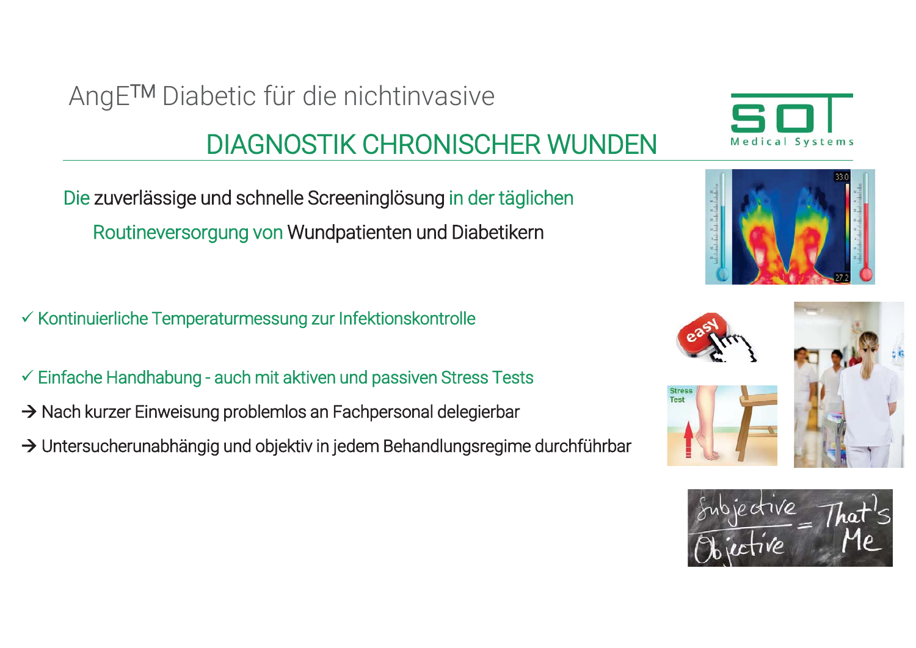# AngE™ Diabetic für die nichtinvasive

## DIAGNOSTIK CHRONISCHER WUNDEN

Die zuverlässige und schnelle Screeninglösung in der täglichen Routineversorgung von Wundpatienten und Diabetikern

✓ Kontinuierliche Temperaturmessung zur Infektionskontrolle

✓ Einfache Handhabung - auch mit aktiven und passiven Stress Tests

→ Nach kurzer Einweisung problemlos an Fachpersonal delegierbar

→ Untersucherunabhängig und objektiv in jedem Behandlungsregime durchführbar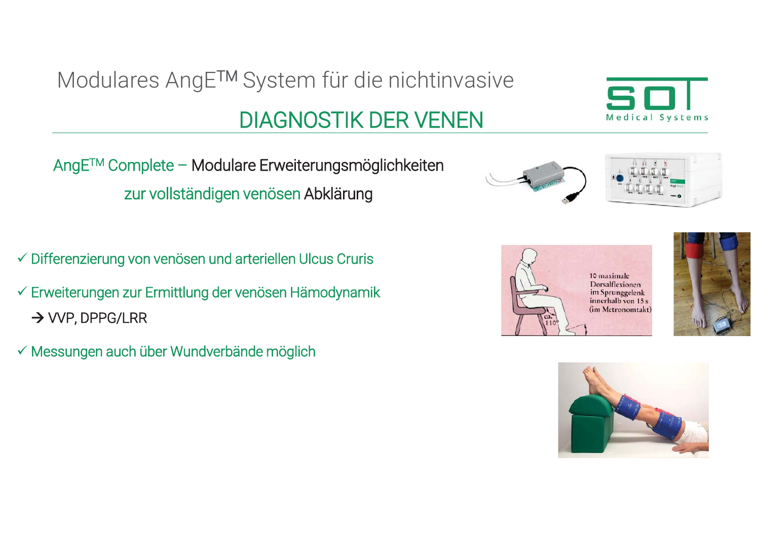# Modulares AngE™ System für die nichtinvasive

## DIAGNOSTIK DER VENEN

AngE™ Complete – Modulare Erweiterungsmöglichkeiten zur vollständigen venösen Abklärung

- ✓ Differenzierung von venösen und arteriellen Ulcus Cruris
- ✓ Erweiterungen zur Ermittlung der venösen Hämodynamik
  → VVP, DPPG/LRR
- ✓ Messungen auch über Wundverbände möglich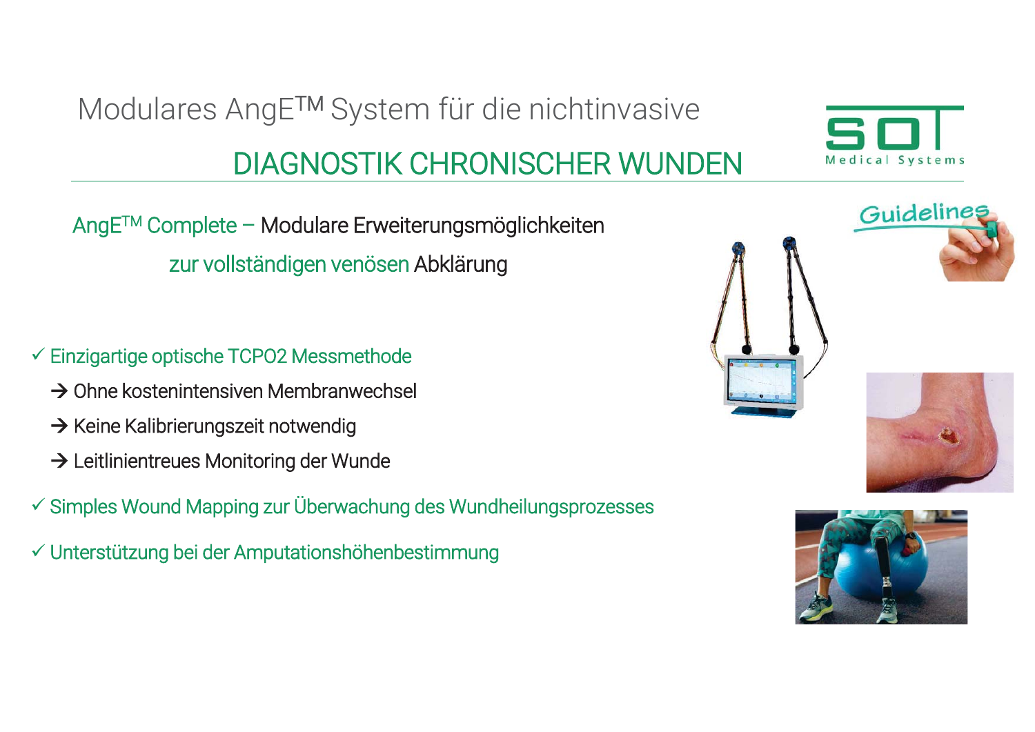# Modulares AngE™ System für die nichtinvasive

## DIAGNOSTIK CHRONISCHER WUNDEN

AngE™ Complete – Modulare Erweiterungsmöglichkeiten zur vollständigen venösen Abklärung

- ✓ Einzigartige optische TCPO2 Messmethode
  - → Ohne kostenintensiven Membranwechsel
  - → Keine Kalibrierungszeit notwendig
  - → Leitlinientreues Monitoring der Wunde
- ✓ Simples Wound Mapping zur Überwachung des Wundheilungsprozesses
- ✓ Unterstützung bei der Amputationshöhenbestimmung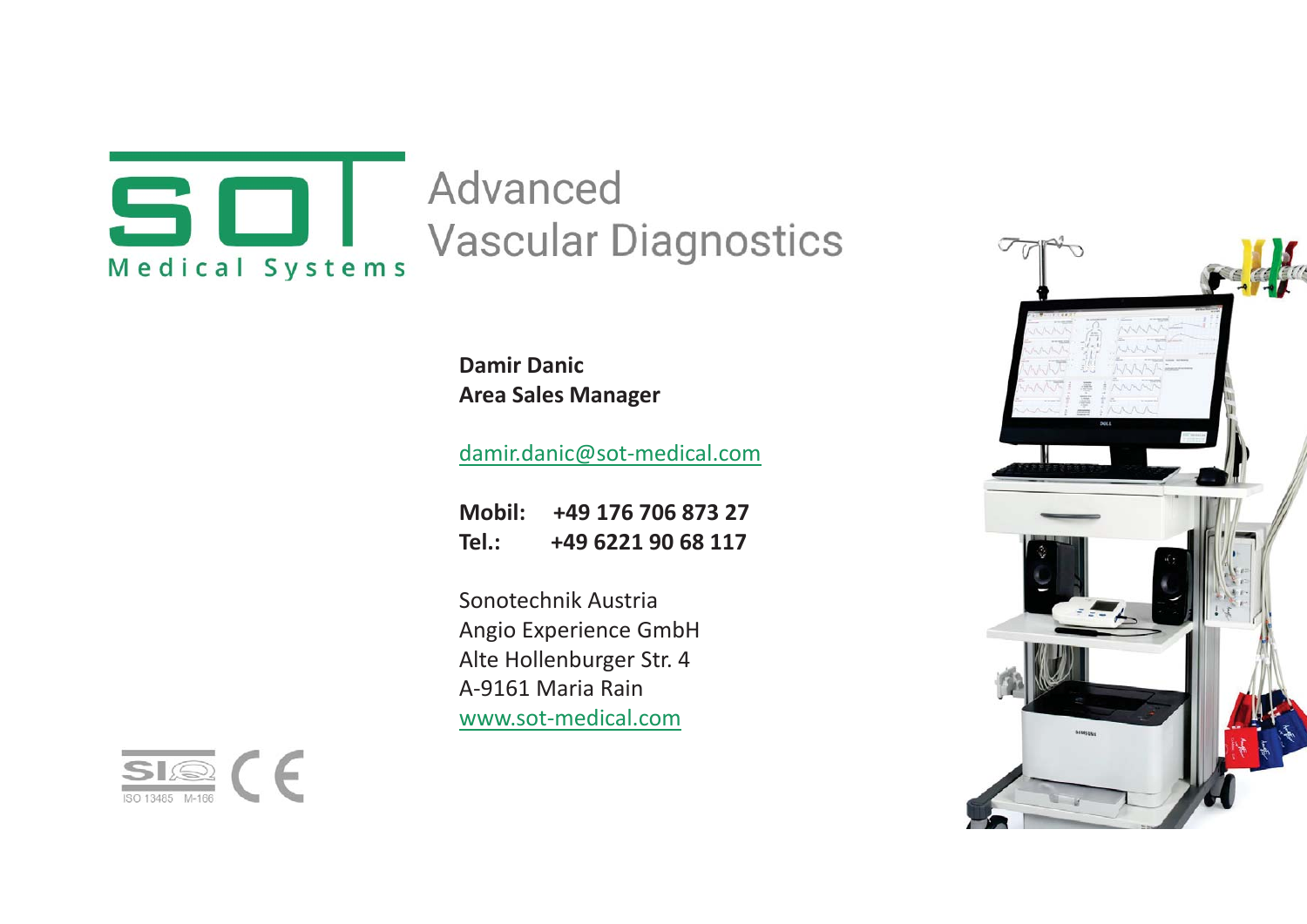SOT Medical Systems

Advanced Vascular Diagnostics

**Damir Danic**
**Area Sales Manager**

damir.danic@sot-medical.com

**Mobil: +49 176 706 873 27**
**Tel.: +49 6221 90 68 117**

Sonotechnik Austria
Angio Experience GmbH
Alte Hollenburger Str. 4
A-9161 Maria Rain
www.sot-medical.com

ISO 13485 M-166